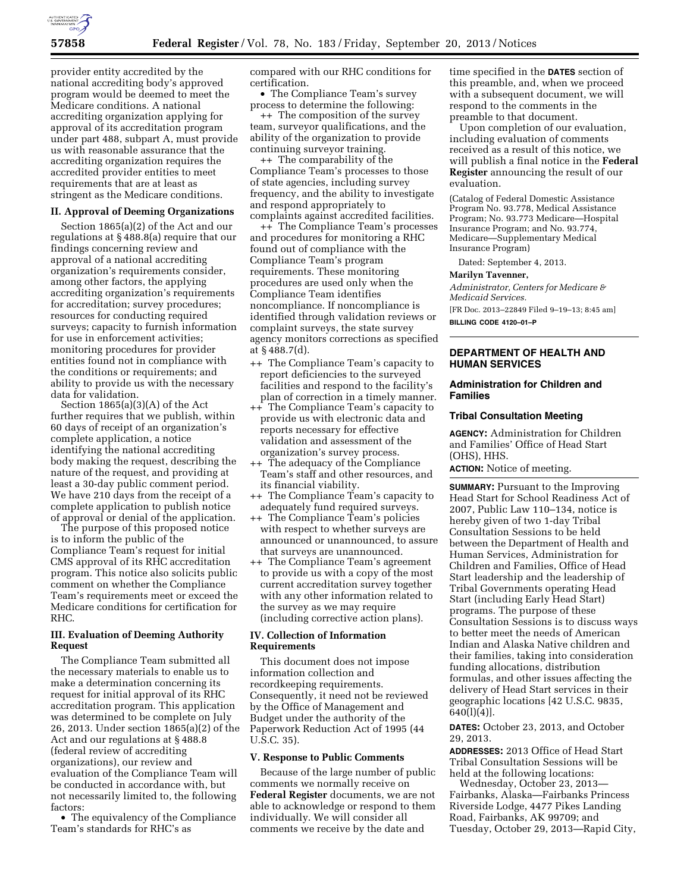provider entity accredited by the national accrediting body's approved program would be deemed to meet the Medicare conditions. A national accrediting organization applying for approval of its accreditation program under part 488, subpart A, must provide us with reasonable assurance that the accrediting organization requires the accredited provider entities to meet requirements that are at least as stringent as the Medicare conditions.

## II. Approval of Deeming Organizations

Section 1865(a)(2) of the Act and our regulations at § 488.8(a) require that our findings concerning review and approval of a national accrediting organization's requirements consider, among other factors, the applying accrediting organization's requirements for accreditation; survey procedures; resources for conducting required surveys; capacity to furnish information for use in enforcement activities; monitoring procedures for provider entities found not in compliance with the conditions or requirements; and ability to provide us with the necessary data for validation.

Section 1865(a)(3)(A) of the Act further requires that we publish, within 60 days of receipt of an organization's complete application, a notice identifying the national accrediting body making the request, describing the nature of the request, and providing at least a 30-day public comment period. We have 210 days from the receipt of a complete application to publish notice of approval or denial of the application.

The purpose of this proposed notice is to inform the public of the Compliance Team's request for initial CMS approval of its RHC accreditation program. This notice also solicits public comment on whether the Compliance Team's requirements meet or exceed the Medicare conditions for certification for RHC.

## III. Evaluation of Deeming Authority Request

The Compliance Team submitted all the necessary materials to enable us to make a determination concerning its request for initial approval of its RHC accreditation program. This application was determined to be complete on July 26, 2013. Under section 1865(a)(2) of the Act and our regulations at § 488.8 (federal review of accrediting organizations), our review and evaluation of the Compliance Team will be conducted in accordance with, but not necessarily limited to, the following factors:

- The equivalency of the Compliance Team's standards for RHC's as compared with our RHC conditions for certification.
- The Compliance Team's survey process to determine the following:
  ++ The composition of the survey team, surveyor qualifications, and the ability of the organization to provide continuing surveyor training.
  ++ The comparability of the Compliance Team's processes to those of state agencies, including survey frequency, and the ability to investigate and respond appropriately to complaints against accredited facilities.
  ++ The Compliance Team's processes and procedures for monitoring a RHC found out of compliance with the Compliance Team's program requirements. These monitoring procedures are used only when the Compliance Team identifies noncompliance. If noncompliance is identified through validation reviews or complaint surveys, the state survey agency monitors corrections as specified at § 488.7(d).
  ++ The Compliance Team's capacity to report deficiencies to the surveyed facilities and respond to the facility's plan of correction in a timely manner.
  ++ The Compliance Team's capacity to provide us with electronic data and reports necessary for effective validation and assessment of the organization's survey process.
  ++ The adequacy of the Compliance Team's staff and other resources, and its financial viability.
  ++ The Compliance Team's capacity to adequately fund required surveys.
  ++ The Compliance Team's policies with respect to whether surveys are announced or unannounced, to assure that surveys are unannounced.
  ++ The Compliance Team's agreement to provide us with a copy of the most current accreditation survey together with any other information related to the survey as we may require (including corrective action plans).

## IV. Collection of Information Requirements

This document does not impose information collection and recordkeeping requirements. Consequently, it need not be reviewed by the Office of Management and Budget under the authority of the Paperwork Reduction Act of 1995 (44 U.S.C. 35).

## V. Response to Public Comments

Because of the large number of public comments we normally receive on **Federal Register** documents, we are not able to acknowledge or respond to them individually. We will consider all comments we receive by the date and time specified in the **DATES** section of this preamble, and, when we proceed with a subsequent document, we will respond to the comments in the preamble to that document.

Upon completion of our evaluation, including evaluation of comments received as a result of this notice, we will publish a final notice in the **Federal Register** announcing the result of our evaluation.

(Catalog of Federal Domestic Assistance Program No. 93.778, Medical Assistance Program; No. 93.773 Medicare—Hospital Insurance Program; and No. 93.774, Medicare—Supplementary Medical Insurance Program)

Dated: September 4, 2013.

**Marilyn Tavenner,**

*Administrator, Centers for Medicare & Medicaid Services.*

[FR Doc. 2013–22849 Filed 9–19–13; 8:45 am]

**BILLING CODE 4120–01–P**

# DEPARTMENT OF HEALTH AND HUMAN SERVICES

## Administration for Children and Families

## Tribal Consultation Meeting

**AGENCY:** Administration for Children and Families' Office of Head Start (OHS), HHS.

**ACTION:** Notice of meeting.

**SUMMARY:** Pursuant to the Improving Head Start for School Readiness Act of 2007, Public Law 110–134, notice is hereby given of two 1-day Tribal Consultation Sessions to be held between the Department of Health and Human Services, Administration for Children and Families, Office of Head Start leadership and the leadership of Tribal Governments operating Head Start (including Early Head Start) programs. The purpose of these Consultation Sessions is to discuss ways to better meet the needs of American Indian and Alaska Native children and their families, taking into consideration funding allocations, distribution formulas, and other issues affecting the delivery of Head Start services in their geographic locations [42 U.S.C. 9835, 640(l)(4)].

**DATES:** October 23, 2013, and October 29, 2013.

**ADDRESSES:** 2013 Office of Head Start Tribal Consultation Sessions will be held at the following locations:

Wednesday, October 23, 2013—Fairbanks, Alaska—Fairbanks Princess Riverside Lodge, 4477 Pikes Landing Road, Fairbanks, AK 99709; and Tuesday, October 29, 2013—Rapid City,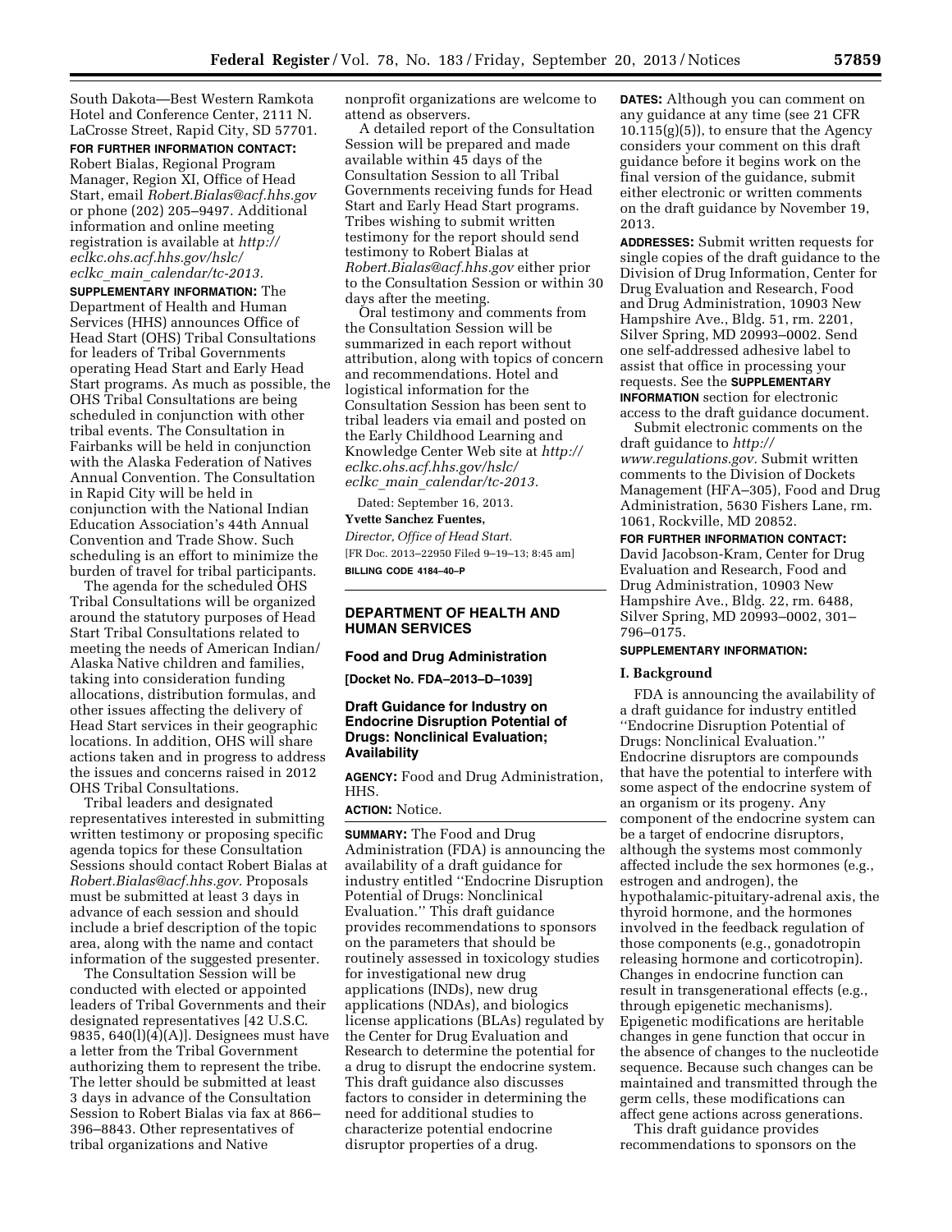South Dakota—Best Western Ramkota Hotel and Conference Center, 2111 N. LaCrosse Street, Rapid City, SD 57701.

**FOR FURTHER INFORMATION CONTACT:** Robert Bialas, Regional Program Manager, Region XI, Office of Head Start, email *Robert.Bialas@acf.hhs.gov* or phone (202) 205–9497. Additional information and online meeting registration is available at *http://eclkc.ohs.acf.hhs.gov/hslc/eclkc_main_calendar/tc-2013.*

**SUPPLEMENTARY INFORMATION:** The Department of Health and Human Services (HHS) announces Office of Head Start (OHS) Tribal Consultations for leaders of Tribal Governments operating Head Start and Early Head Start programs. As much as possible, the OHS Tribal Consultations are being scheduled in conjunction with other tribal events. The Consultation in Fairbanks will be held in conjunction with the Alaska Federation of Natives Annual Convention. The Consultation in Rapid City will be held in conjunction with the National Indian Education Association's 44th Annual Convention and Trade Show. Such scheduling is an effort to minimize the burden of travel for tribal participants.

The agenda for the scheduled OHS Tribal Consultations will be organized around the statutory purposes of Head Start Tribal Consultations related to meeting the needs of American Indian/Alaska Native children and families, taking into consideration funding allocations, distribution formulas, and other issues affecting the delivery of Head Start services in their geographic locations. In addition, OHS will share actions taken and in progress to address the issues and concerns raised in 2012 OHS Tribal Consultations.

Tribal leaders and designated representatives interested in submitting written testimony or proposing specific agenda topics for these Consultation Sessions should contact Robert Bialas at *Robert.Bialas@acf.hhs.gov.* Proposals must be submitted at least 3 days in advance of each session and should include a brief description of the topic area, along with the name and contact information of the suggested presenter.

The Consultation Session will be conducted with elected or appointed leaders of Tribal Governments and their designated representatives [42 U.S.C. 9835, 640(l)(4)(A)]. Designees must have a letter from the Tribal Government authorizing them to represent the tribe. The letter should be submitted at least 3 days in advance of the Consultation Session to Robert Bialas via fax at 866–396–8843. Other representatives of tribal organizations and Native nonprofit organizations are welcome to attend as observers.

A detailed report of the Consultation Session will be prepared and made available within 45 days of the Consultation Session to all Tribal Governments receiving funds for Head Start and Early Head Start programs. Tribes wishing to submit written testimony for the report should send testimony to Robert Bialas at *Robert.Bialas@acf.hhs.gov* either prior to the Consultation Session or within 30 days after the meeting.

Oral testimony and comments from the Consultation Session will be summarized in each report without attribution, along with topics of concern and recommendations. Hotel and logistical information for the Consultation Session has been sent to tribal leaders via email and posted on the Early Childhood Learning and Knowledge Center Web site at *http://eclkc.ohs.acf.hhs.gov/hslc/eclkc_main_calendar/tc-2013.*

Dated: September 16, 2013.

**Yvette Sanchez Fuentes,**

*Director, Office of Head Start.*

[FR Doc. 2013–22950 Filed 9–19–13; 8:45 am]

**BILLING CODE 4184–40–P**

## DEPARTMENT OF HEALTH AND HUMAN SERVICES

### Food and Drug Administration

**[Docket No. FDA–2013–D–1039]**

### Draft Guidance for Industry on Endocrine Disruption Potential of Drugs: Nonclinical Evaluation; Availability

**AGENCY:** Food and Drug Administration, HHS.

**ACTION:** Notice.

**SUMMARY:** The Food and Drug Administration (FDA) is announcing the availability of a draft guidance for industry entitled ''Endocrine Disruption Potential of Drugs: Nonclinical Evaluation.'' This draft guidance provides recommendations to sponsors on the parameters that should be routinely assessed in toxicology studies for investigational new drug applications (INDs), new drug applications (NDAs), and biologics license applications (BLAs) regulated by the Center for Drug Evaluation and Research to determine the potential for a drug to disrupt the endocrine system. This draft guidance also discusses factors to consider in determining the need for additional studies to characterize potential endocrine disruptor properties of a drug.

**DATES:** Although you can comment on any guidance at any time (see 21 CFR 10.115(g)(5)), to ensure that the Agency considers your comment on this draft guidance before it begins work on the final version of the guidance, submit either electronic or written comments on the draft guidance by November 19, 2013.

**ADDRESSES:** Submit written requests for single copies of the draft guidance to the Division of Drug Information, Center for Drug Evaluation and Research, Food and Drug Administration, 10903 New Hampshire Ave., Bldg. 51, rm. 2201, Silver Spring, MD 20993–0002. Send one self-addressed adhesive label to assist that office in processing your requests. See the **SUPPLEMENTARY INFORMATION** section for electronic access to the draft guidance document.

Submit electronic comments on the draft guidance to *http://www.regulations.gov.* Submit written comments to the Division of Dockets Management (HFA–305), Food and Drug Administration, 5630 Fishers Lane, rm. 1061, Rockville, MD 20852.

**FOR FURTHER INFORMATION CONTACT:** David Jacobson-Kram, Center for Drug Evaluation and Research, Food and Drug Administration, 10903 New Hampshire Ave., Bldg. 22, rm. 6488, Silver Spring, MD 20993–0002, 301–796–0175.

**SUPPLEMENTARY INFORMATION:**

#### I. Background

FDA is announcing the availability of a draft guidance for industry entitled ''Endocrine Disruption Potential of Drugs: Nonclinical Evaluation.'' Endocrine disruptors are compounds that have the potential to interfere with some aspect of the endocrine system of an organism or its progeny. Any component of the endocrine system can be a target of endocrine disruptors, although the systems most commonly affected include the sex hormones (e.g., estrogen and androgen), the hypothalamic-pituitary-adrenal axis, the thyroid hormone, and the hormones involved in the feedback regulation of those components (e.g., gonadotropin releasing hormone and corticotropin). Changes in endocrine function can result in transgenerational effects (e.g., through epigenetic mechanisms). Epigenetic modifications are heritable changes in gene function that occur in the absence of changes to the nucleotide sequence. Because such changes can be maintained and transmitted through the germ cells, these modifications can affect gene actions across generations.

This draft guidance provides recommendations to sponsors on the